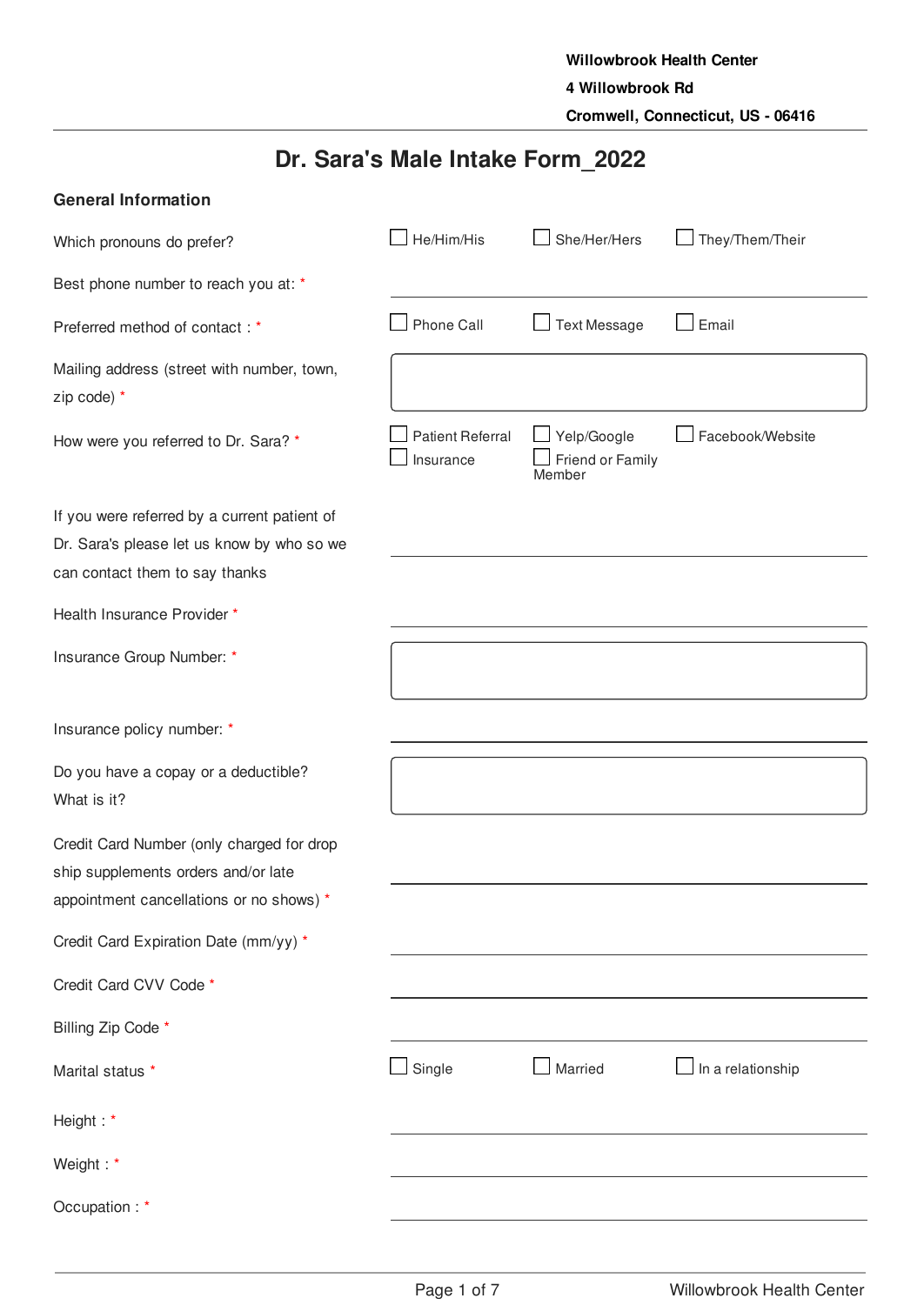**Willowbrook Health Center**
**4 Willowbrook Rd**
**Cromwell, Connecticut, US - 06416**

# Dr. Sara's Male Intake Form_2022

## General Information

Which pronouns do prefer?
- ☐ He/Him/His
- ☐ She/Her/Hers
- ☐ They/Them/Their

Best phone number to reach you at: *

_______________

Preferred method of contact : *
- ☐ Phone Call
- ☐ Text Message
- ☐ Email

Mailing address (street with number, town, zip code) *

_______________

How were you referred to Dr. Sara? *
- ☐ Patient Referral
- ☐ Yelp/Google
- ☐ Facebook/Website
- ☐ Insurance
- ☐ Friend or Family Member

If you were referred by a current patient of Dr. Sara's please let us know by who so we can contact them to say thanks

_______________

Health Insurance Provider *

_______________

Insurance Group Number: *

_______________

Insurance policy number: *

_______________

Do you have a copay or a deductible? What is it?

_______________

Credit Card Number (only charged for drop ship supplements orders and/or late appointment cancellations or no shows) *

_______________

Credit Card Expiration Date (mm/yy) *

_______________

Credit Card CVV Code *

_______________

Billing Zip Code *

_______________

Marital status *
- ☐ Single
- ☐ Married
- ☐ In a relationship

Height : *

_______________

Weight : *

_______________

Occupation : *

_______________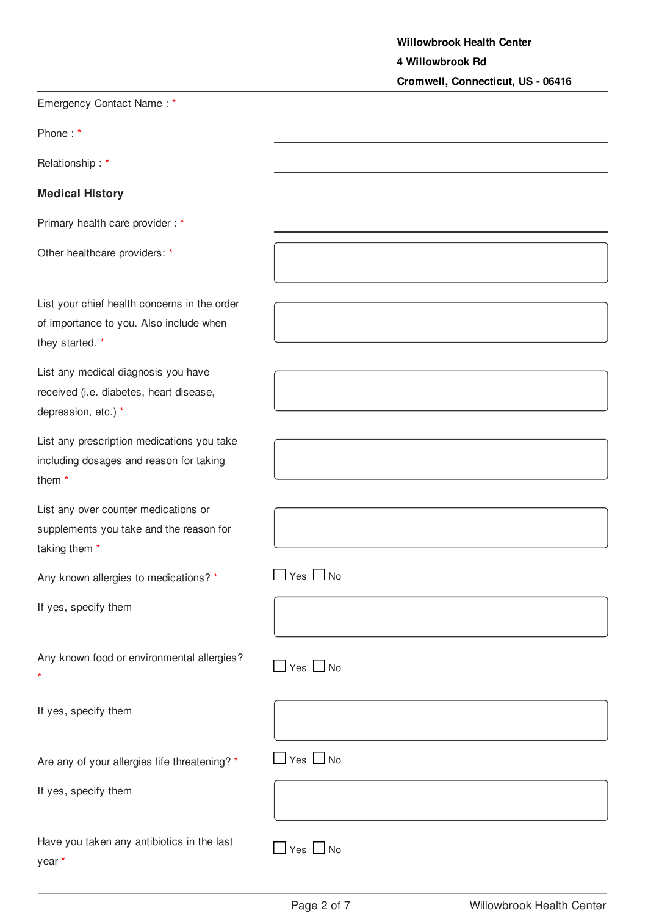**Willowbrook Health Center**
**4 Willowbrook Rd**
**Cromwell, Connecticut, US - 06416**

---

Emergency Contact Name : * ______________________

Phone : * ______________________

Relationship : * ______________________

**Medical History**

Primary health care provider : * ______________________

Other healthcare providers: *

List your chief health concerns in the order of importance to you. Also include when they started. *

List any medical diagnosis you have received (i.e. diabetes, heart disease, depression, etc.) *

List any prescription medications you take including dosages and reason for taking them *

List any over counter medications or supplements you take and the reason for taking them *

Any known allergies to medications? * ☐ Yes ☐ No

If yes, specify them

Any known food or environmental allergies? * ☐ Yes ☐ No

If yes, specify them

Are any of your allergies life threatening? * ☐ Yes ☐ No

If yes, specify them

Have you taken any antibiotics in the last year * ☐ Yes ☐ No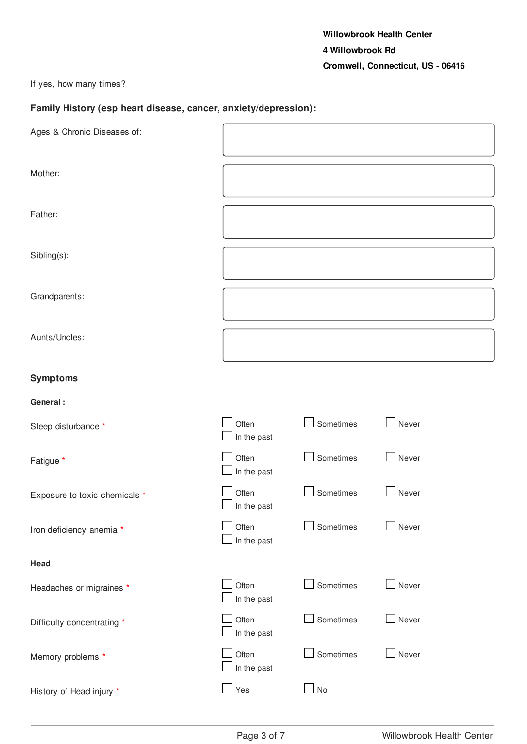If yes, how many times? ____________________

## Family History (esp heart disease, cancer, anxiety/depression):

Ages & Chronic Diseases of:

Mother:

Father:

Sibling(s):

Grandparents:

Aunts/Uncles:

## Symptoms

### General :

Sleep disturbance *
- ☐ Often
- ☐ In the past
- ☐ Sometimes
- ☐ Never

Fatigue *
- ☐ Often
- ☐ In the past
- ☐ Sometimes
- ☐ Never

Exposure to toxic chemicals *
- ☐ Often
- ☐ In the past
- ☐ Sometimes
- ☐ Never

Iron deficiency anemia *
- ☐ Often
- ☐ In the past
- ☐ Sometimes
- ☐ Never

### Head

Headaches or migraines *
- ☐ Often
- ☐ In the past
- ☐ Sometimes
- ☐ Never

Difficulty concentrating *
- ☐ Often
- ☐ In the past
- ☐ Sometimes
- ☐ Never

Memory problems *
- ☐ Often
- ☐ In the past
- ☐ Sometimes
- ☐ Never

History of Head injury *
- ☐ Yes
- ☐ No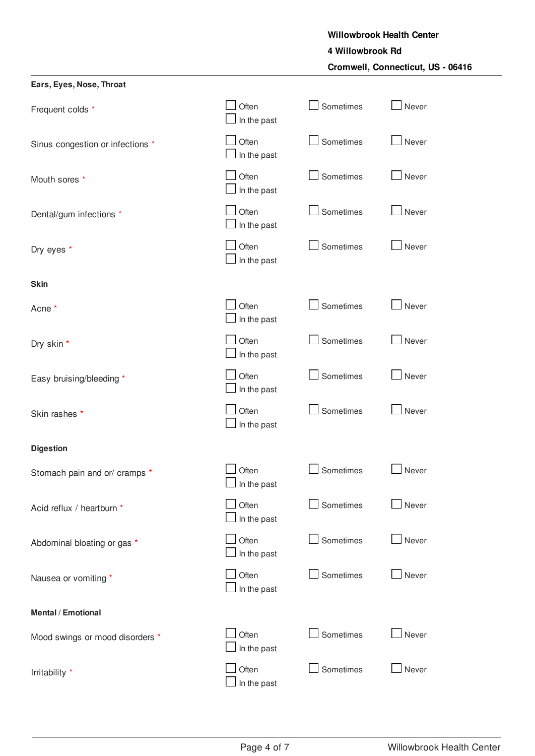Willowbrook Health Center
4 Willowbrook Rd
Cromwell, Connecticut, US - 06416

**Ears, Eyes, Nose, Throat**

| Question | | | |
|---|---|---|---|
| Frequent colds * | ☐ Often ☐ In the past | ☐ Sometimes | ☐ Never |
| Sinus congestion or infections * | ☐ Often ☐ In the past | ☐ Sometimes | ☐ Never |
| Mouth sores * | ☐ Often ☐ In the past | ☐ Sometimes | ☐ Never |
| Dental/gum infections * | ☐ Often ☐ In the past | ☐ Sometimes | ☐ Never |
| Dry eyes * | ☐ Often ☐ In the past | ☐ Sometimes | ☐ Never |

**Skin**

| Question | | | |
|---|---|---|---|
| Acne * | ☐ Often ☐ In the past | ☐ Sometimes | ☐ Never |
| Dry skin * | ☐ Often ☐ In the past | ☐ Sometimes | ☐ Never |
| Easy bruising/bleeding * | ☐ Often ☐ In the past | ☐ Sometimes | ☐ Never |
| Skin rashes * | ☐ Often ☐ In the past | ☐ Sometimes | ☐ Never |

**Digestion**

| Question | | | |
|---|---|---|---|
| Stomach pain and or/ cramps * | ☐ Often ☐ In the past | ☐ Sometimes | ☐ Never |
| Acid reflux / heartburn * | ☐ Often ☐ In the past | ☐ Sometimes | ☐ Never |
| Abdominal bloating or gas * | ☐ Often ☐ In the past | ☐ Sometimes | ☐ Never |
| Nausea or vomiting * | ☐ Often ☐ In the past | ☐ Sometimes | ☐ Never |

**Mental / Emotional**

| Question | | | |
|---|---|---|---|
| Mood swings or mood disorders * | ☐ Often ☐ In the past | ☐ Sometimes | ☐ Never |
| Irritability * | ☐ Often ☐ In the past | ☐ Sometimes | ☐ Never |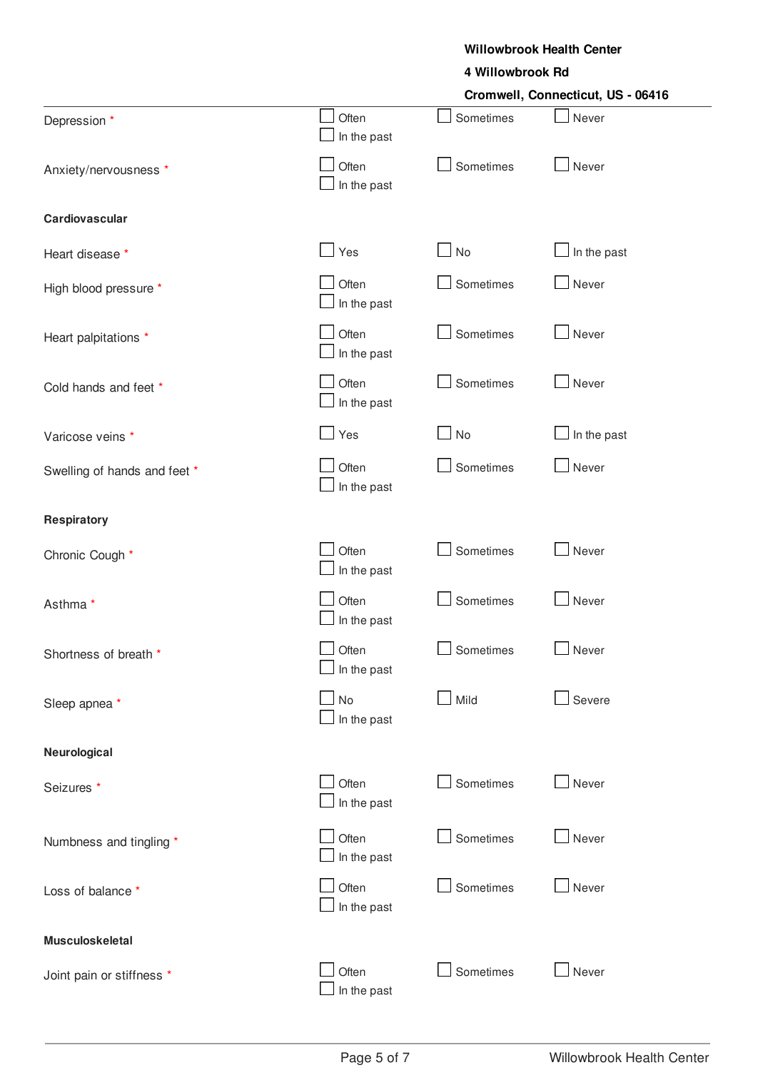**Willowbrook Health Center**
**4 Willowbrook Rd**
**Cromwell, Connecticut, US - 06416**

| | | | |
|---|---|---|---|
| Depression * | ☐ Often ☐ In the past | ☐ Sometimes | ☐ Never |
| Anxiety/nervousness * | ☐ Often ☐ In the past | ☐ Sometimes | ☐ Never |
| **Cardiovascular** | | | |
| Heart disease * | ☐ Yes | ☐ No | ☐ In the past |
| High blood pressure * | ☐ Often ☐ In the past | ☐ Sometimes | ☐ Never |
| Heart palpitations * | ☐ Often ☐ In the past | ☐ Sometimes | ☐ Never |
| Cold hands and feet * | ☐ Often ☐ In the past | ☐ Sometimes | ☐ Never |
| Varicose veins * | ☐ Yes | ☐ No | ☐ In the past |
| Swelling of hands and feet * | ☐ Often ☐ In the past | ☐ Sometimes | ☐ Never |
| **Respiratory** | | | |
| Chronic Cough * | ☐ Often ☐ In the past | ☐ Sometimes | ☐ Never |
| Asthma * | ☐ Often ☐ In the past | ☐ Sometimes | ☐ Never |
| Shortness of breath * | ☐ Often ☐ In the past | ☐ Sometimes | ☐ Never |
| Sleep apnea * | ☐ No ☐ In the past | ☐ Mild | ☐ Severe |
| **Neurological** | | | |
| Seizures * | ☐ Often ☐ In the past | ☐ Sometimes | ☐ Never |
| Numbness and tingling * | ☐ Often ☐ In the past | ☐ Sometimes | ☐ Never |
| Loss of balance * | ☐ Often ☐ In the past | ☐ Sometimes | ☐ Never |
| **Musculoskeletal** | | | |
| Joint pain or stiffness * | ☐ Often ☐ In the past | ☐ Sometimes | ☐ Never |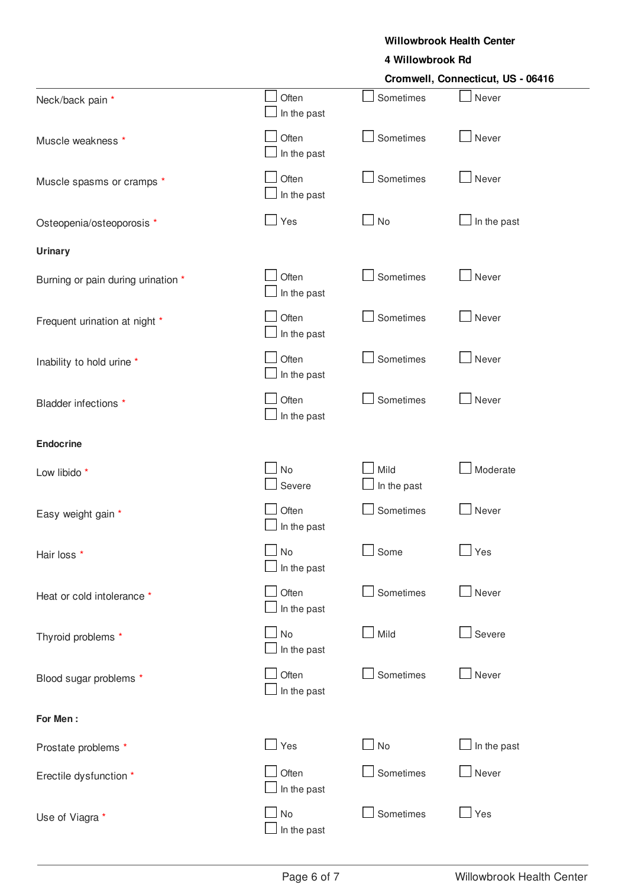**Willowbrook Health Center**
**4 Willowbrook Rd**
**Cromwell, Connecticut, US - 06416**

| | | | |
|---|---|---|---|
| Neck/back pain * | ☐ Often ☐ In the past | ☐ Sometimes | ☐ Never |
| Muscle weakness * | ☐ Often ☐ In the past | ☐ Sometimes | ☐ Never |
| Muscle spasms or cramps * | ☐ Often ☐ In the past | ☐ Sometimes | ☐ Never |
| Osteopenia/osteoporosis * | ☐ Yes | ☐ No | ☐ In the past |

**Urinary**

| | | | |
|---|---|---|---|
| Burning or pain during urination * | ☐ Often ☐ In the past | ☐ Sometimes | ☐ Never |
| Frequent urination at night * | ☐ Often ☐ In the past | ☐ Sometimes | ☐ Never |
| Inability to hold urine * | ☐ Often ☐ In the past | ☐ Sometimes | ☐ Never |
| Bladder infections * | ☐ Often ☐ In the past | ☐ Sometimes | ☐ Never |

**Endocrine**

| | | | |
|---|---|---|---|
| Low libido * | ☐ No ☐ Severe | ☐ Mild ☐ In the past | ☐ Moderate |
| Easy weight gain * | ☐ Often ☐ In the past | ☐ Sometimes | ☐ Never |
| Hair loss * | ☐ No ☐ In the past | ☐ Some | ☐ Yes |
| Heat or cold intolerance * | ☐ Often ☐ In the past | ☐ Sometimes | ☐ Never |
| Thyroid problems * | ☐ No ☐ In the past | ☐ Mild | ☐ Severe |
| Blood sugar problems * | ☐ Often ☐ In the past | ☐ Sometimes | ☐ Never |

**For Men :**

| | | | |
|---|---|---|---|
| Prostate problems * | ☐ Yes | ☐ No | ☐ In the past |
| Erectile dysfunction * | ☐ Often ☐ In the past | ☐ Sometimes | ☐ Never |
| Use of Viagra * | ☐ No ☐ In the past | ☐ Sometimes | ☐ Yes |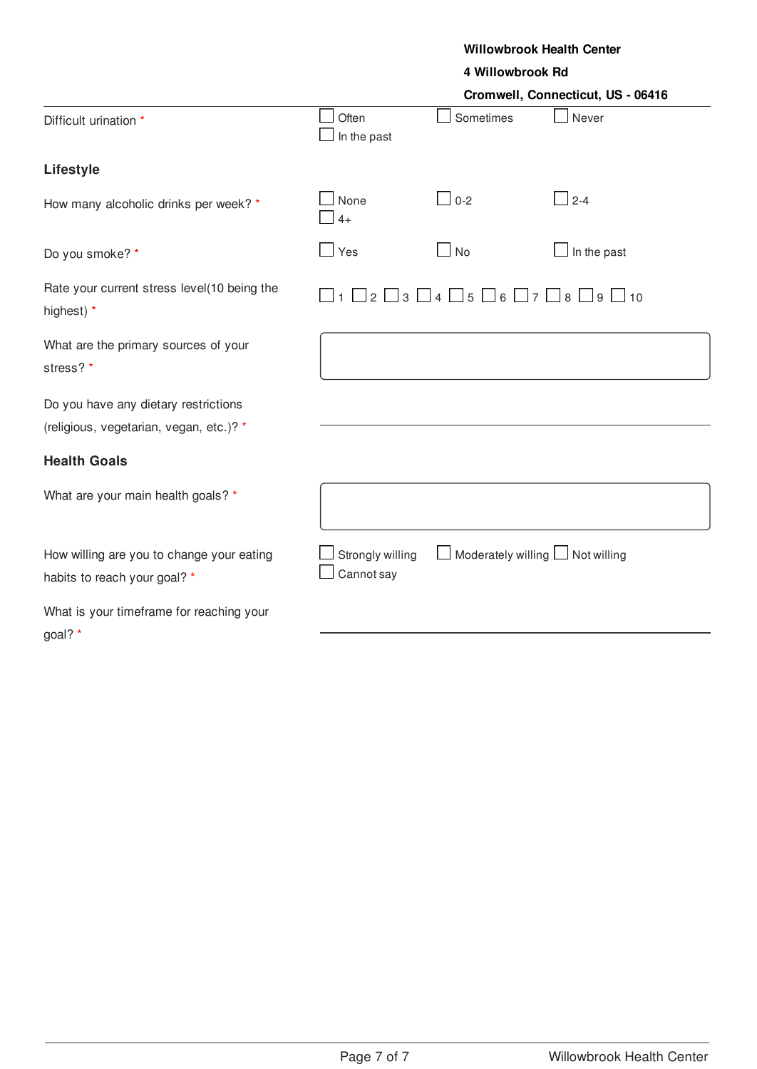**Willowbrook Health Center**

**4 Willowbrook Rd**

**Cromwell, Connecticut, US - 06416**

Difficult urination *

☐ Often ☐ Sometimes ☐ Never ☐ In the past

## Lifestyle

How many alcoholic drinks per week? *

☐ None ☐ 0-2 ☐ 2-4 ☐ 4+

Do you smoke? *

☐ Yes ☐ No ☐ In the past

Rate your current stress level(10 being the highest) *

☐ 1 ☐ 2 ☐ 3 ☐ 4 ☐ 5 ☐ 6 ☐ 7 ☐ 8 ☐ 9 ☐ 10

What are the primary sources of your stress? *

Do you have any dietary restrictions (religious, vegetarian, vegan, etc.)? *

## Health Goals

What are your main health goals? *

How willing are you to change your eating habits to reach your goal? *

☐ Strongly willing ☐ Moderately willing ☐ Not willing ☐ Cannot say

What is your timeframe for reaching your goal? *